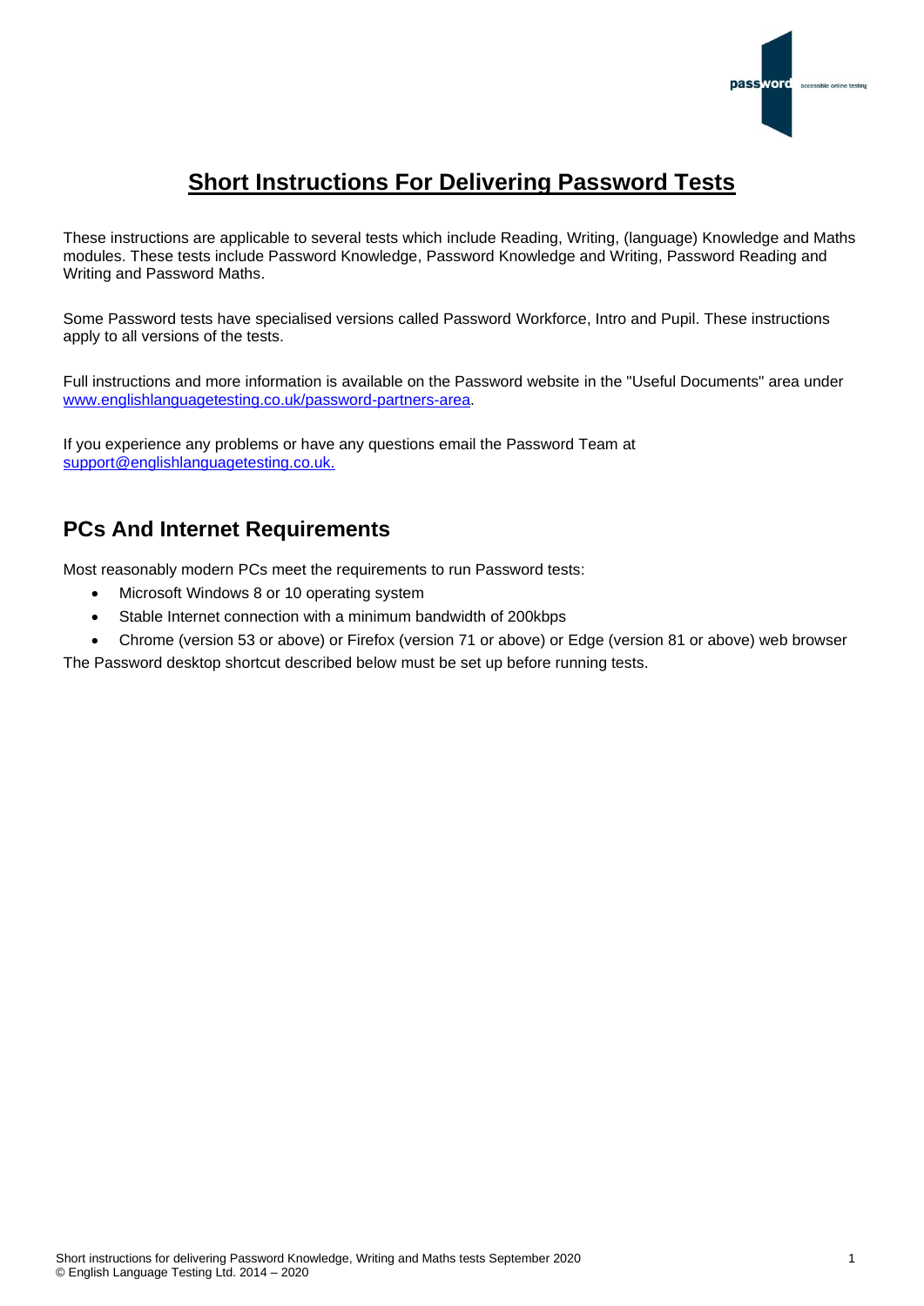# Short Instructions For Delivering Password Tests

These instructions are applicable to several tests which include Reading, Writing, (language) Knowledge and Maths modules. These tests include Password Knowledge, Password Knowledge and Writing, Password Reading and Writing and Password Maths.

Some Password tests have specialised versions called Password Workforce, Intro and Pupil. These instructions apply to all versions of the tests.

Full instructions and more information is available on the Password website in the "Useful Documents" area under www.englishlanguagetesting.co.uk/password-partners-area.

If you experience any problems or have any questions email the Password Team at support@englishlanguagetesting.co.uk.

## PCs And Internet Requirements

Most reasonably modern PCs meet the requirements to run Password tests:

- Microsoft Windows 8 or 10 operating system
- Stable Internet connection with a minimum bandwidth of 200kbps
- Chrome (version 53 or above) or Firefox (version 71 or above) or Edge (version 81 or above) web browser

The Password desktop shortcut described below must be set up before running tests.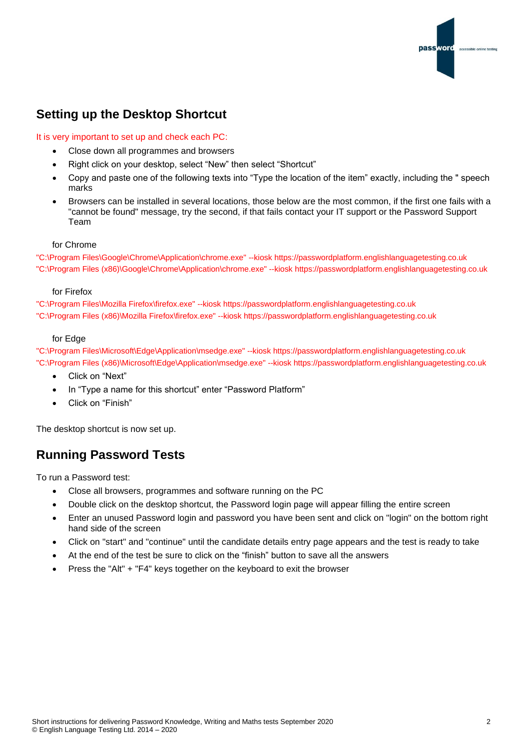## Setting up the Desktop Shortcut

It is very important to set up and check each PC:

- Close down all programmes and browsers
- Right click on your desktop, select “New” then select “Shortcut”
- Copy and paste one of the following texts into “Type the location of the item” exactly, including the " speech marks
- Browsers can be installed in several locations, those below are the most common, if the first one fails with a "cannot be found" message, try the second, if that fails contact your IT support or the Password Support Team

for Chrome

"C:\Program Files\Google\Chrome\Application\chrome.exe" --kiosk https://passwordplatform.englishlanguagetesting.co.uk
"C:\Program Files (x86)\Google\Chrome\Application\chrome.exe" --kiosk https://passwordplatform.englishlanguagetesting.co.uk

for Firefox

"C:\Program Files\Mozilla Firefox\firefox.exe" --kiosk https://passwordplatform.englishlanguagetesting.co.uk
"C:\Program Files (x86)\Mozilla Firefox\firefox.exe" --kiosk https://passwordplatform.englishlanguagetesting.co.uk

for Edge

"C:\Program Files\Microsoft\Edge\Application\msedge.exe" --kiosk https://passwordplatform.englishlanguagetesting.co.uk
"C:\Program Files (x86)\Microsoft\Edge\Application\msedge.exe" --kiosk https://passwordplatform.englishlanguagetesting.co.uk

- Click on “Next”
- In “Type a name for this shortcut” enter “Password Platform”
- Click on “Finish”

The desktop shortcut is now set up.

## Running Password Tests

To run a Password test:

- Close all browsers, programmes and software running on the PC
- Double click on the desktop shortcut, the Password login page will appear filling the entire screen
- Enter an unused Password login and password you have been sent and click on "login" on the bottom right hand side of the screen
- Click on "start" and "continue" until the candidate details entry page appears and the test is ready to take
- At the end of the test be sure to click on the “finish” button to save all the answers
- Press the "Alt" + "F4" keys together on the keyboard to exit the browser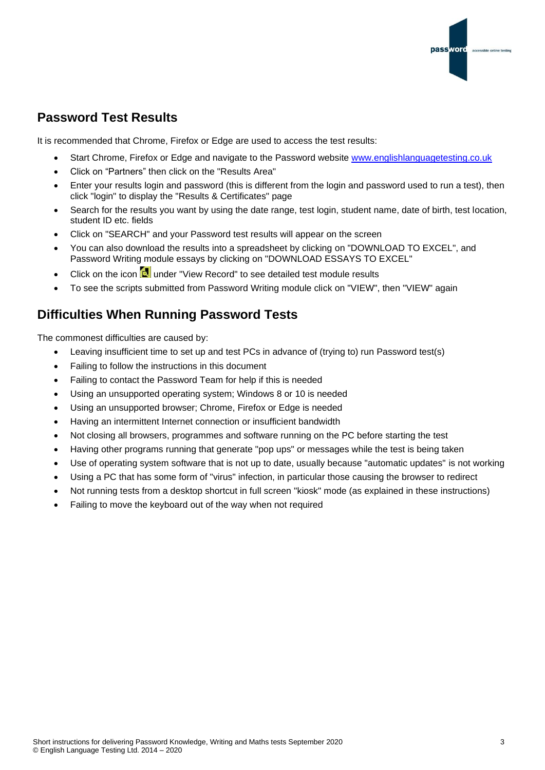## Password Test Results

It is recommended that Chrome, Firefox or Edge are used to access the test results:

- Start Chrome, Firefox or Edge and navigate to the Password website [www.englishlanguagetesting.co.uk](http://www.englishlanguagetesting.co.uk)
- Click on “Partners” then click on the "Results Area"
- Enter your results login and password (this is different from the login and password used to run a test), then click "login" to display the "Results & Certificates" page
- Search for the results you want by using the date range, test login, student name, date of birth, test location, student ID etc. fields
- Click on "SEARCH" and your Password test results will appear on the screen
- You can also download the results into a spreadsheet by clicking on "DOWNLOAD TO EXCEL", and Password Writing module essays by clicking on "DOWNLOAD ESSAYS TO EXCEL"
- Click on the icon under "View Record" to see detailed test module results
- To see the scripts submitted from Password Writing module click on "VIEW", then "VIEW" again

## Difficulties When Running Password Tests

The commonest difficulties are caused by:

- Leaving insufficient time to set up and test PCs in advance of (trying to) run Password test(s)
- Failing to follow the instructions in this document
- Failing to contact the Password Team for help if this is needed
- Using an unsupported operating system; Windows 8 or 10 is needed
- Using an unsupported browser; Chrome, Firefox or Edge is needed
- Having an intermittent Internet connection or insufficient bandwidth
- Not closing all browsers, programmes and software running on the PC before starting the test
- Having other programs running that generate "pop ups" or messages while the test is being taken
- Use of operating system software that is not up to date, usually because "automatic updates" is not working
- Using a PC that has some form of "virus" infection, in particular those causing the browser to redirect
- Not running tests from a desktop shortcut in full screen "kiosk" mode (as explained in these instructions)
- Failing to move the keyboard out of the way when not required